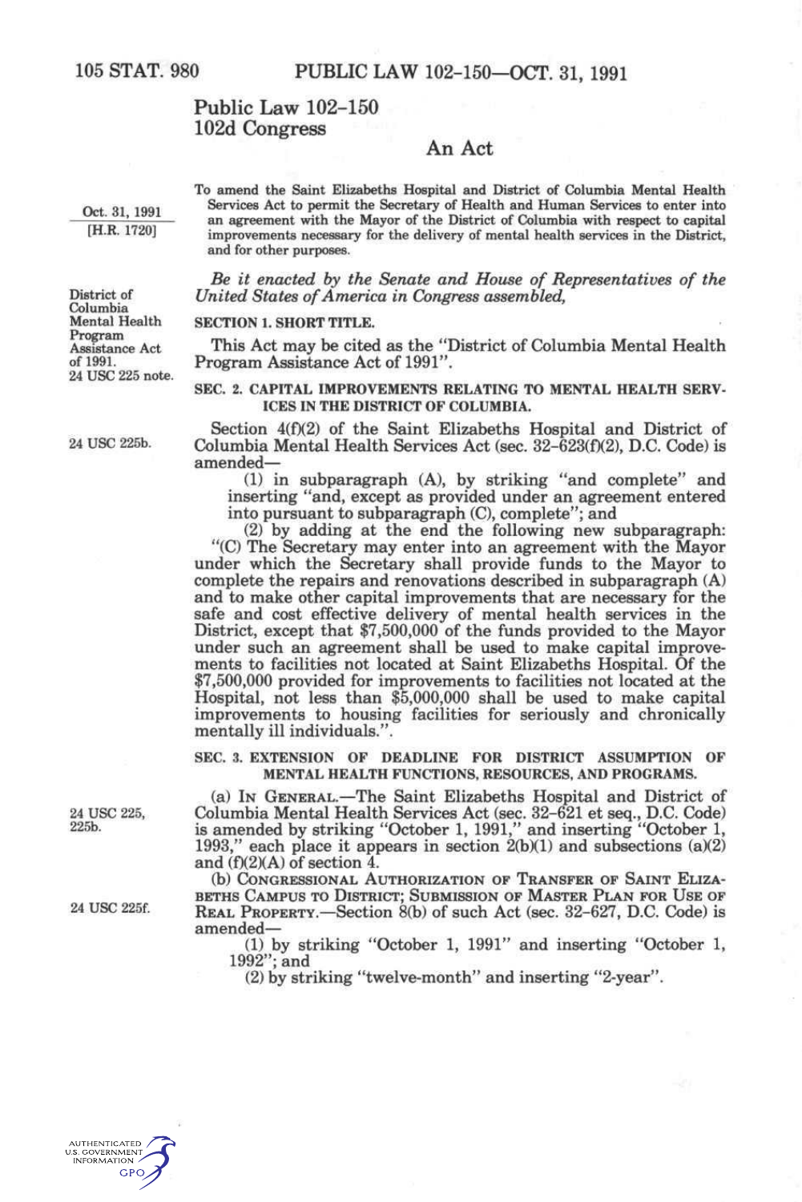# Public Law 102-150
# 102d Congress

## An Act

Oct. 31, 1991
[H.R. 1720]

To amend the Saint Elizabeths Hospital and District of Columbia Mental Health Services Act to permit the Secretary of Health and Human Services to enter into an agreement with the Mayor of the District of Columbia with respect to capital improvements necessary for the delivery of mental health services in the District, and for other purposes.

District of Columbia Mental Health Program Assistance Act of 1991.
24 USC 225 note.

*Be it enacted by the Senate and House of Representatives of the United States of America in Congress assembled,*

**SECTION 1. SHORT TITLE.**

This Act may be cited as the "District of Columbia Mental Health Program Assistance Act of 1991".

**SEC. 2. CAPITAL IMPROVEMENTS RELATING TO MENTAL HEALTH SERVICES IN THE DISTRICT OF COLUMBIA.**

24 USC 225b.

Section 4(f)(2) of the Saint Elizabeths Hospital and District of Columbia Mental Health Services Act (sec. 32-623(f)(2), D.C. Code) is amended—

(1) in subparagraph (A), by striking "and complete" and inserting "and, except as provided under an agreement entered into pursuant to subparagraph (C), complete"; and

(2) by adding at the end the following new subparagraph:

"(C) The Secretary may enter into an agreement with the Mayor under which the Secretary shall provide funds to the Mayor to complete the repairs and renovations described in subparagraph (A) and to make other capital improvements that are necessary for the safe and cost effective delivery of mental health services in the District, except that $7,500,000 of the funds provided to the Mayor under such an agreement shall be used to make capital improvements to facilities not located at Saint Elizabeths Hospital. Of the $7,500,000 provided for improvements to facilities not located at the Hospital, not less than $5,000,000 shall be used to make capital improvements to housing facilities for seriously and chronically mentally ill individuals.".

**SEC. 3. EXTENSION OF DEADLINE FOR DISTRICT ASSUMPTION OF MENTAL HEALTH FUNCTIONS, RESOURCES, AND PROGRAMS.**

24 USC 225, 225b.

(a) IN GENERAL.—The Saint Elizabeths Hospital and District of Columbia Mental Health Services Act (sec. 32-621 et seq., D.C. Code) is amended by striking "October 1, 1991," and inserting "October 1, 1993," each place it appears in section 2(b)(1) and subsections (a)(2) and (f)(2)(A) of section 4.

24 USC 225f.

(b) CONGRESSIONAL AUTHORIZATION OF TRANSFER OF SAINT ELIZABETHS CAMPUS TO DISTRICT; SUBMISSION OF MASTER PLAN FOR USE OF REAL PROPERTY.—Section 8(b) of such Act (sec. 32-627, D.C. Code) is amended—

(1) by striking "October 1, 1991" and inserting "October 1, 1992"; and

(2) by striking "twelve-month" and inserting "2-year".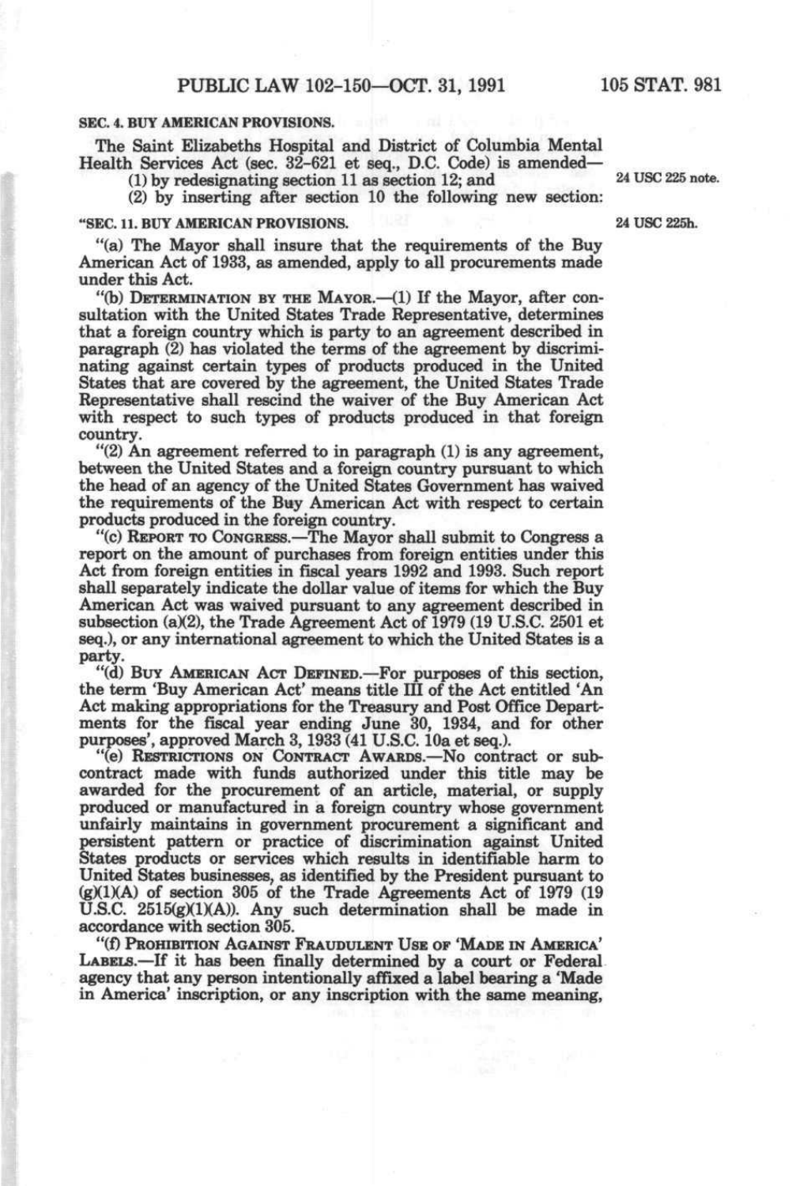**SEC. 4. BUY AMERICAN PROVISIONS.**

The Saint Elizabeths Hospital and District of Columbia Mental Health Services Act (sec. 32-621 et seq., D.C. Code) is amended—

(1) by redesignating section 11 as section 12; and

24 USC 225 note.

(2) by inserting after section 10 the following new section:

**"SEC. 11. BUY AMERICAN PROVISIONS.**

24 USC 225h.

"(a) The Mayor shall insure that the requirements of the Buy American Act of 1933, as amended, apply to all procurements made under this Act.

"(b) DETERMINATION BY THE MAYOR.—(1) If the Mayor, after consultation with the United States Trade Representative, determines that a foreign country which is party to an agreement described in paragraph (2) has violated the terms of the agreement by discriminating against certain types of products produced in the United States that are covered by the agreement, the United States Trade Representative shall rescind the waiver of the Buy American Act with respect to such types of products produced in that foreign country.

"(2) An agreement referred to in paragraph (1) is any agreement, between the United States and a foreign country pursuant to which the head of an agency of the United States Government has waived the requirements of the Buy American Act with respect to certain products produced in the foreign country.

"(c) REPORT TO CONGRESS.—The Mayor shall submit to Congress a report on the amount of purchases from foreign entities under this Act from foreign entities in fiscal years 1992 and 1993. Such report shall separately indicate the dollar value of items for which the Buy American Act was waived pursuant to any agreement described in subsection (a)(2), the Trade Agreement Act of 1979 (19 U.S.C. 2501 et seq.), or any international agreement to which the United States is a party.

"(d) BUY AMERICAN ACT DEFINED.—For purposes of this section, the term 'Buy American Act' means title III of the Act entitled 'An Act making appropriations for the Treasury and Post Office Departments for the fiscal year ending June 30, 1934, and for other purposes', approved March 3, 1933 (41 U.S.C. 10a et seq.).

"(e) RESTRICTIONS ON CONTRACT AWARDS.—No contract or subcontract made with funds authorized under this title may be awarded for the procurement of an article, material, or supply produced or manufactured in a foreign country whose government unfairly maintains in government procurement a significant and persistent pattern or practice of discrimination against United States products or services which results in identifiable harm to United States businesses, as identified by the President pursuant to (g)(1)(A) of section 305 of the Trade Agreements Act of 1979 (19 U.S.C. 2515(g)(1)(A)). Any such determination shall be made in accordance with section 305.

"(f) PROHIBITION AGAINST FRAUDULENT USE OF 'MADE IN AMERICA' LABELS.—If it has been finally determined by a court or Federal agency that any person intentionally affixed a label bearing a 'Made in America' inscription, or any inscription with the same meaning,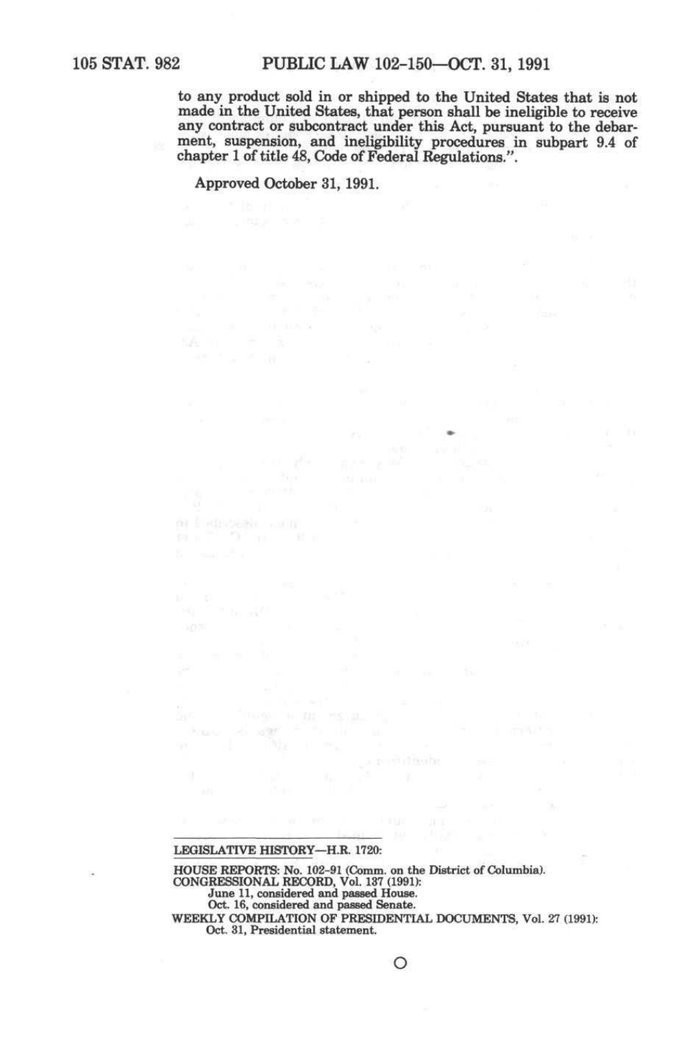to any product sold in or shipped to the United States that is not made in the United States, that person shall be ineligible to receive any contract or subcontract under this Act, pursuant to the debarment, suspension, and ineligibility procedures in subpart 9.4 of chapter 1 of title 48, Code of Federal Regulations.".

Approved October 31, 1991.

---

LEGISLATIVE HISTORY—H.R. 1720:

HOUSE REPORTS: No. 102-91 (Comm. on the District of Columbia).
CONGRESSIONAL RECORD, Vol. 137 (1991):
- June 11, considered and passed House.
- Oct. 16, considered and passed Senate.

WEEKLY COMPILATION OF PRESIDENTIAL DOCUMENTS, Vol. 27 (1991):
- Oct. 31, Presidential statement.